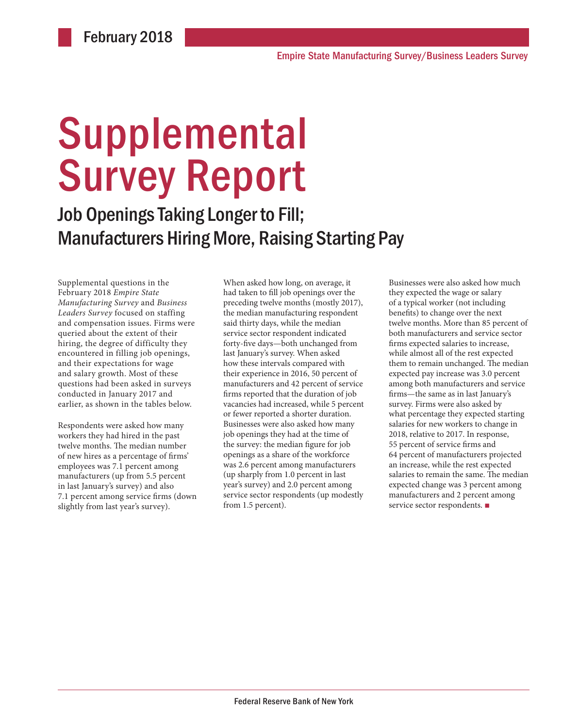February 2018

Empire State Manufacturing Survey/Business Leaders Survey

# Supplemental Survey Report

## Job Openings Taking Longer to Fill; Manufacturers Hiring More, Raising Starting Pay

Supplemental questions in the February 2018 *Empire State Manufacturing Survey* and *Business Leaders Survey* focused on staffing and compensation issues. Firms were queried about the extent of their hiring, the degree of difficulty they encountered in filling job openings, and their expectations for wage and salary growth. Most of these questions had been asked in surveys conducted in January 2017 and earlier, as shown in the tables below.

Respondents were asked how many workers they had hired in the past twelve months. The median number of new hires as a percentage of firms' employees was 7.1 percent among manufacturers (up from 5.5 percent in last January's survey) and also 7.1 percent among service firms (down slightly from last year's survey).

When asked how long, on average, it had taken to fill job openings over the preceding twelve months (mostly 2017), the median manufacturing respondent said thirty days, while the median service sector respondent indicated forty-five days—both unchanged from last January's survey. When asked how these intervals compared with their experience in 2016, 50 percent of manufacturers and 42 percent of service firms reported that the duration of job vacancies had increased, while 5 percent or fewer reported a shorter duration. Businesses were also asked how many job openings they had at the time of the survey: the median figure for job openings as a share of the workforce was 2.6 percent among manufacturers (up sharply from 1.0 percent in last year's survey) and 2.0 percent among service sector respondents (up modestly from 1.5 percent).

Businesses were also asked how much they expected the wage or salary of a typical worker (not including benefits) to change over the next twelve months. More than 85 percent of both manufacturers and service sector firms expected salaries to increase, while almost all of the rest expected them to remain unchanged. The median expected pay increase was 3.0 percent among both manufacturers and service firms—the same as in last January's survey. Firms were also asked by what percentage they expected starting salaries for new workers to change in 2018, relative to 2017. In response, 55 percent of service firms and 64 percent of manufacturers projected an increase, while the rest expected salaries to remain the same. The median expected change was 3 percent among manufacturers and 2 percent among service sector respondents. ■

Federal Reserve Bank of New York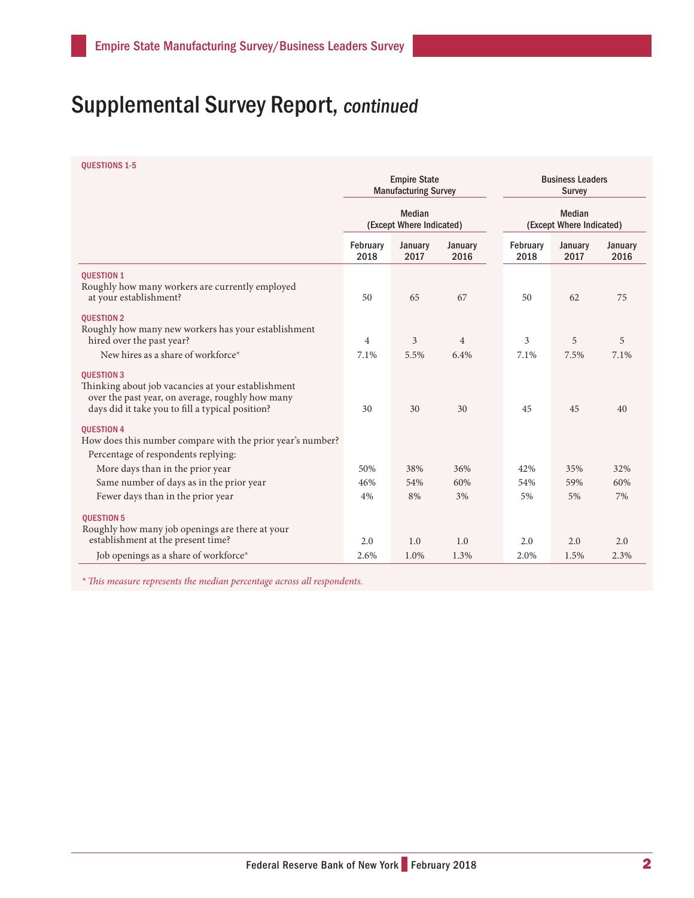# Supplemental Survey Report, *continued*

QUESTIONS 1-5

| | Empire State Manufacturing Survey | | | Business Leaders Survey | | |
|---|---|---|---|---|---|---|
| | Median (Except Where Indicated) | | | Median (Except Where Indicated) | | |
| | February 2018 | January 2017 | January 2016 | February 2018 | January 2017 | January 2016 |
| **QUESTION 1** Roughly how many workers are currently employed at your establishment? | 50 | 65 | 67 | 50 | 62 | 75 |
| **QUESTION 2** Roughly how many new workers has your establishment hired over the past year? | 4 | 3 | 4 | 3 | 5 | 5 |
| New hires as a share of workforce* | 7.1% | 5.5% | 6.4% | 7.1% | 7.5% | 7.1% |
| **QUESTION 3** Thinking about job vacancies at your establishment over the past year, on average, roughly how many days did it take you to fill a typical position? | 30 | 30 | 30 | 45 | 45 | 40 |
| **QUESTION 4** How does this number compare with the prior year's number? Percentage of respondents replying: | | | | | | |
| More days than in the prior year | 50% | 38% | 36% | 42% | 35% | 32% |
| Same number of days as in the prior year | 46% | 54% | 60% | 54% | 59% | 60% |
| Fewer days than in the prior year | 4% | 8% | 3% | 5% | 5% | 7% |
| **QUESTION 5** Roughly how many job openings are there at your establishment at the present time? | 2.0 | 1.0 | 1.0 | 2.0 | 2.0 | 2.0 |
| Job openings as a share of workforce* | 2.6% | 1.0% | 1.3% | 2.0% | 1.5% | 2.3% |

*\* This measure represents the median percentage across all respondents.*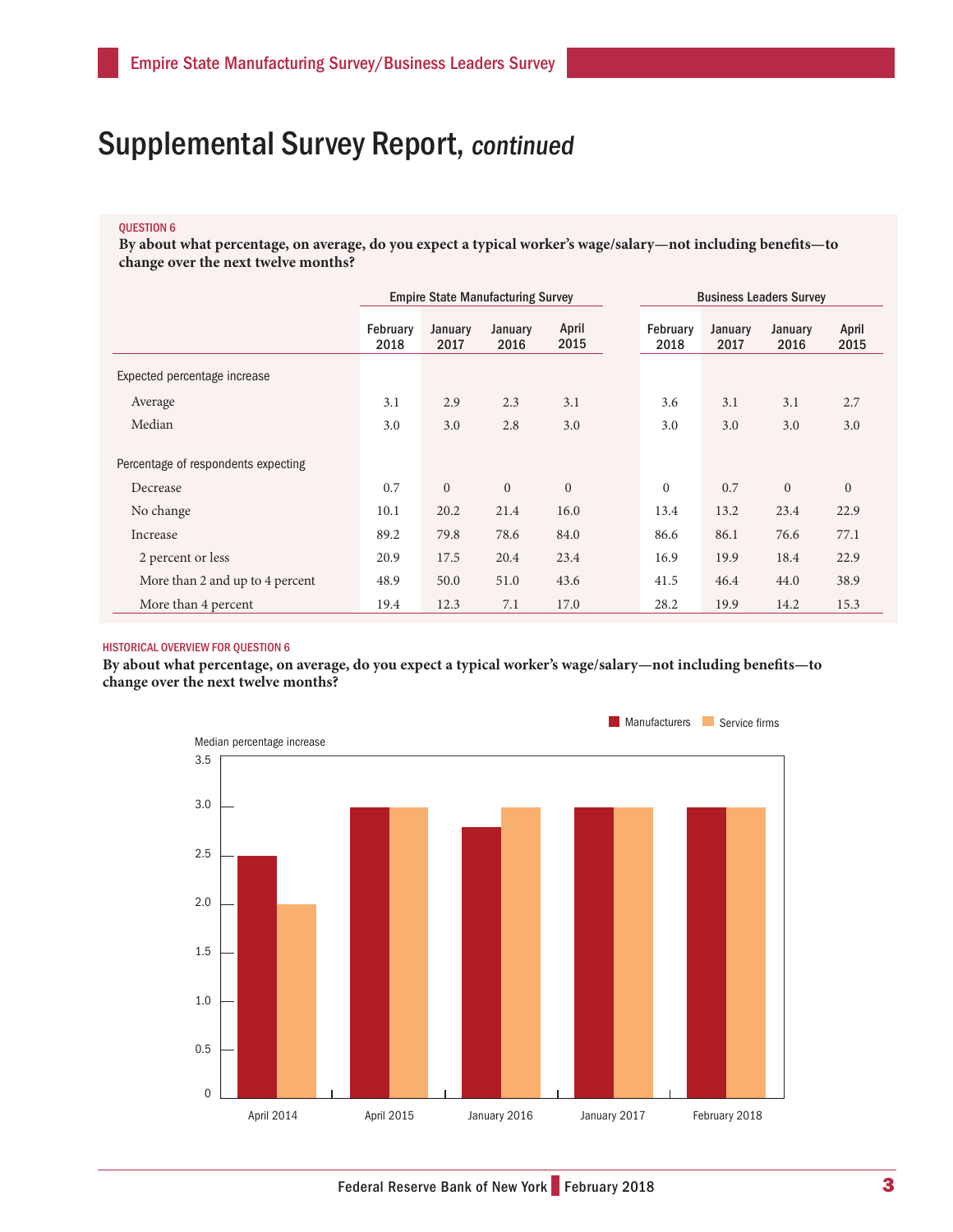# Supplemental Survey Report, *continued*

**QUESTION 6**

**By about what percentage, on average, do you expect a typical worker's wage/salary—not including benefits—to change over the next twelve months?**

| | Empire State Manufacturing Survey | | | | Business Leaders Survey | | | |
|---|---|---|---|---|---|---|---|---|
| | February 2018 | January 2017 | January 2016 | April 2015 | February 2018 | January 2017 | January 2016 | April 2015 |
| Expected percentage increase | | | | | | | | |
| Average | 3.1 | 2.9 | 2.3 | 3.1 | 3.6 | 3.1 | 3.1 | 2.7 |
| Median | 3.0 | 3.0 | 2.8 | 3.0 | 3.0 | 3.0 | 3.0 | 3.0 |
| Percentage of respondents expecting | | | | | | | | |
| Decrease | 0.7 | 0 | 0 | 0 | 0 | 0.7 | 0 | 0 |
| No change | 10.1 | 20.2 | 21.4 | 16.0 | 13.4 | 13.2 | 23.4 | 22.9 |
| Increase | 89.2 | 79.8 | 78.6 | 84.0 | 86.6 | 86.1 | 76.6 | 77.1 |
| 2 percent or less | 20.9 | 17.5 | 20.4 | 23.4 | 16.9 | 19.9 | 18.4 | 22.9 |
| More than 2 and up to 4 percent | 48.9 | 50.0 | 51.0 | 43.6 | 41.5 | 46.4 | 44.0 | 38.9 |
| More than 4 percent | 19.4 | 12.3 | 7.1 | 17.0 | 28.2 | 19.9 | 14.2 | 15.3 |

**HISTORICAL OVERVIEW FOR QUESTION 6**

**By about what percentage, on average, do you expect a typical worker's wage/salary—not including benefits—to change over the next twelve months?**

Manufacturers
Service firms

Median percentage increase

3.5
3.0
2.5
2.0
1.5
1.0
0.5
0

April 2014
April 2015
January 2016
January 2017
February 2018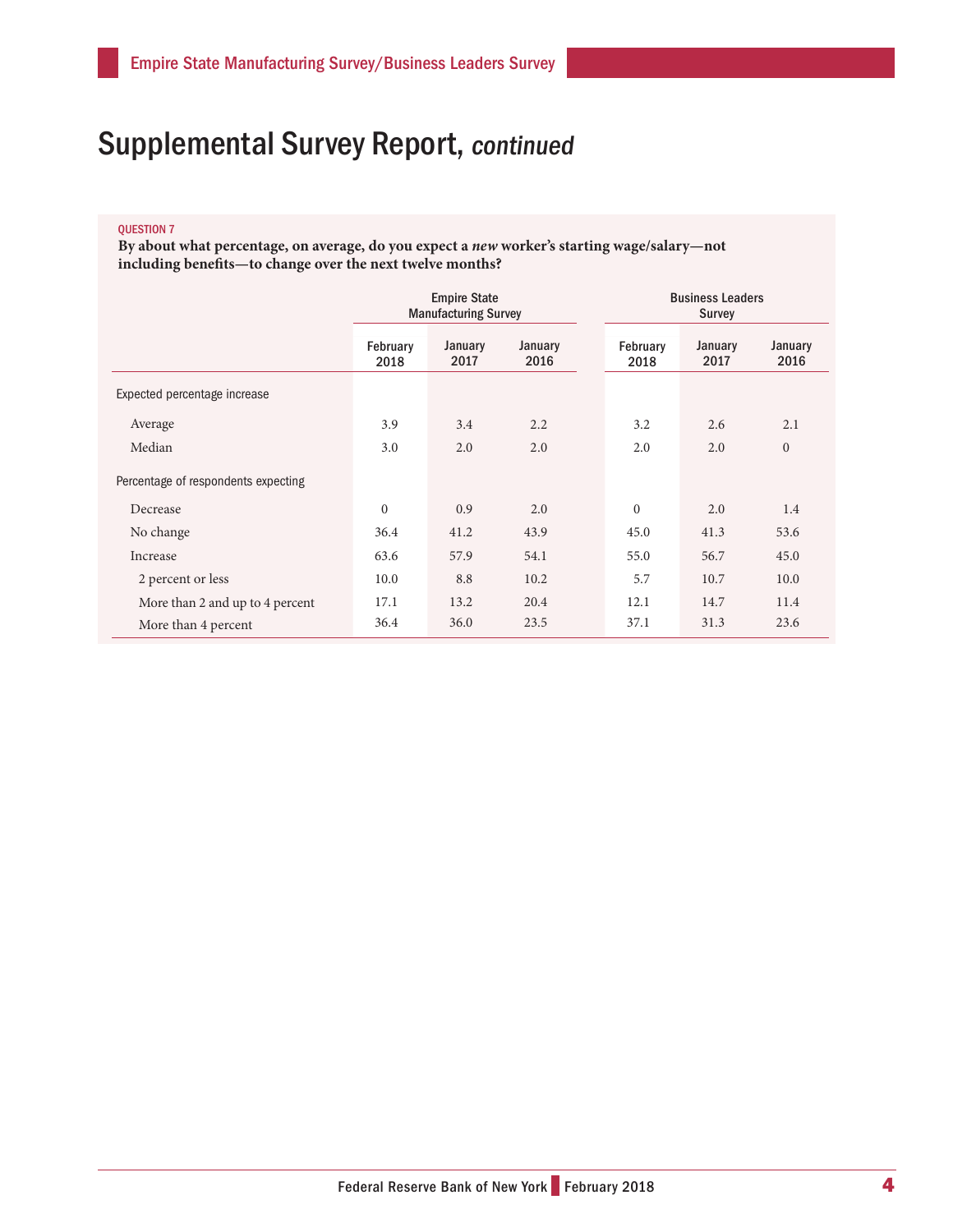# Supplemental Survey Report, *continued*

**QUESTION 7**

**By about what percentage, on average, do you expect a *new* worker's starting wage/salary—not including benefits—to change over the next twelve months?**

| | Empire State Manufacturing Survey | | | Business Leaders Survey | | |
|---|---|---|---|---|---|---|
| | February 2018 | January 2017 | January 2016 | February 2018 | January 2017 | January 2016 |
| Expected percentage increase | | | | | | |
| Average | 3.9 | 3.4 | 2.2 | 3.2 | 2.6 | 2.1 |
| Median | 3.0 | 2.0 | 2.0 | 2.0 | 2.0 | 0 |
| Percentage of respondents expecting | | | | | | |
| Decrease | 0 | 0.9 | 2.0 | 0 | 2.0 | 1.4 |
| No change | 36.4 | 41.2 | 43.9 | 45.0 | 41.3 | 53.6 |
| Increase | 63.6 | 57.9 | 54.1 | 55.0 | 56.7 | 45.0 |
| 2 percent or less | 10.0 | 8.8 | 10.2 | 5.7 | 10.7 | 10.0 |
| More than 2 and up to 4 percent | 17.1 | 13.2 | 20.4 | 12.1 | 14.7 | 11.4 |
| More than 4 percent | 36.4 | 36.0 | 23.5 | 37.1 | 31.3 | 23.6 |